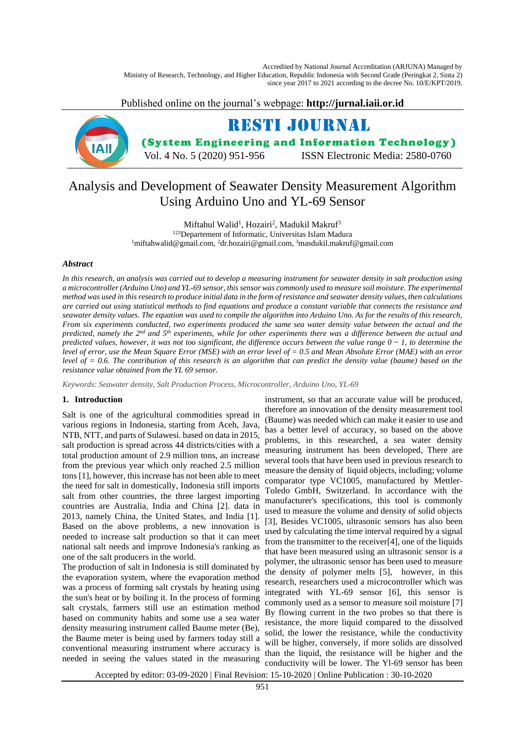Accredited by National Journal Accreditation (ARJUNA) Managed by Ministry of Research, Technology, and Higher Education, Republic Indonesia with Second Grade (Peringkat 2, Sinta 2) since year 2017 to 2021 according to the decree No. 10/E/KPT/2019.

Published online on the journal's webpage: **http://jurnal.iaii.or.id**

**RESTI JOURNAL**

**(System Engineering and Information Technology)**

Vol. 4 No. 5 (2020) 951-956 ISSN Electronic Media: 2580-0760

# Analysis and Development of Seawater Density Measurement Algorithm Using Arduino Uno and YL-69 Sensor

Miftahul Walid[1], Hozairi[2], Madukil Makruf[3]

[123]Departement of Informatic, Universitas Islam Madura

[1]miftahwalid@gmail.com, [2]dr.hozairi@gmail.com, [3]masdukil.makruf@gmail.com

### *Abstract*

*In this research, an analysis was carried out to develop a measuring instrument for seawater density in salt production using a microcontroller (Arduino Uno) and YL-69 sensor, this sensor was commonly used to measure soil moisture. The experimental method was used in this research to produce initial data in the form of resistance and seawater density values, then calculations are carried out using statistical methods to find equations and produce a constant variable that connects the resistance and seawater density values. The equation was used to compile the algorithm into Arduino Uno. As for the results of this research, From six experiments conducted, two experiments produced the same sea water density value between the actual and the predicted, namely the 2$^{nd}$ and 5$^{th}$ experiments, while for other experiments there was a difference between the actual and predicted values, however, it was not too significant, the difference occurs between the value range 0 ~ 1, to determine the level of error, use the Mean Square Error (MSE) with an error level of = 0.5 and Mean Absolute Error (MAE) with an error level of = 0.6. The contribution of this research is an algorithm that can predict the density value (baume) based on the resistance value obtained from the YL 69 sensor.*

*Keywords: Seawater density, Salt Production Process, Microcontroller, Arduino Uno, YL-69*

## 1. Introduction

Salt is one of the agricultural commodities spread in various regions in Indonesia, starting from Aceh, Java, NTB, NTT, and parts of Sulawesi. based on data in 2015, salt production is spread across 44 districts/cities with a total production amount of 2.9 million tons, an increase from the previous year which only reached 2.5 million tons [1], however, this increase has not been able to meet the need for salt in domestically, Indonesia still imports salt from other countries, the three largest importing countries are Australia, India and China [2]. data in 2013, namely China, the United States, and India [1]. Based on the above problems, a new innovation is needed to increase salt production so that it can meet national salt needs and improve Indonesia's ranking as one of the salt producers in the world.

The production of salt in Indonesia is still dominated by the evaporation system, where the evaporation method was a process of forming salt crystals by heating using the sun's heat or by boiling it. In the process of forming salt crystals, farmers still use an estimation method based on community habits and some use a sea water density measuring instrument called Baume meter (Be), the Baume meter is being used by farmers today still a conventional measuring instrument where accuracy is needed in seeing the values stated in the measuring instrument, so that an accurate value will be produced, therefore an innovation of the density measurement tool (Baume) was needed which can make it easier to use and has a better level of accuracy, so based on the above problems, in this researched, a sea water density measuring instrument has been developed, There are several tools that have been used in previous research to measure the density of liquid objects, including; volume comparator type VC1005, manufactured by Mettler-Toledo GmbH, Switzerland. In accordance with the manufacturer's specifications, this tool is commonly used to measure the volume and density of solid objects [3], Besides VC1005, ultrasonic sensors has also been used by calculating the time interval required by a signal from the transmitter to the receiver[4], one of the liquids that have been measured using an ultrasonic sensor is a polymer, the ultrasonic sensor has been used to measure the density of polymer melts [5], however, in this research, researchers used a microcontroller which was integrated with YL-69 sensor [6], this sensor is commonly used as a sensor to measure soil moisture [7] By flowing current in the two probes so that there is resistance, the more liquid compared to the dissolved solid, the lower the resistance, while the conductivity will be higher, conversely, if more solids are dissolved than the liquid, the resistance will be higher and the conductivity will be lower. The Yl-69 sensor has been

Accepted by editor: 03-09-2020 | Final Revision: 15-10-2020 | Online Publication : 30-10-2020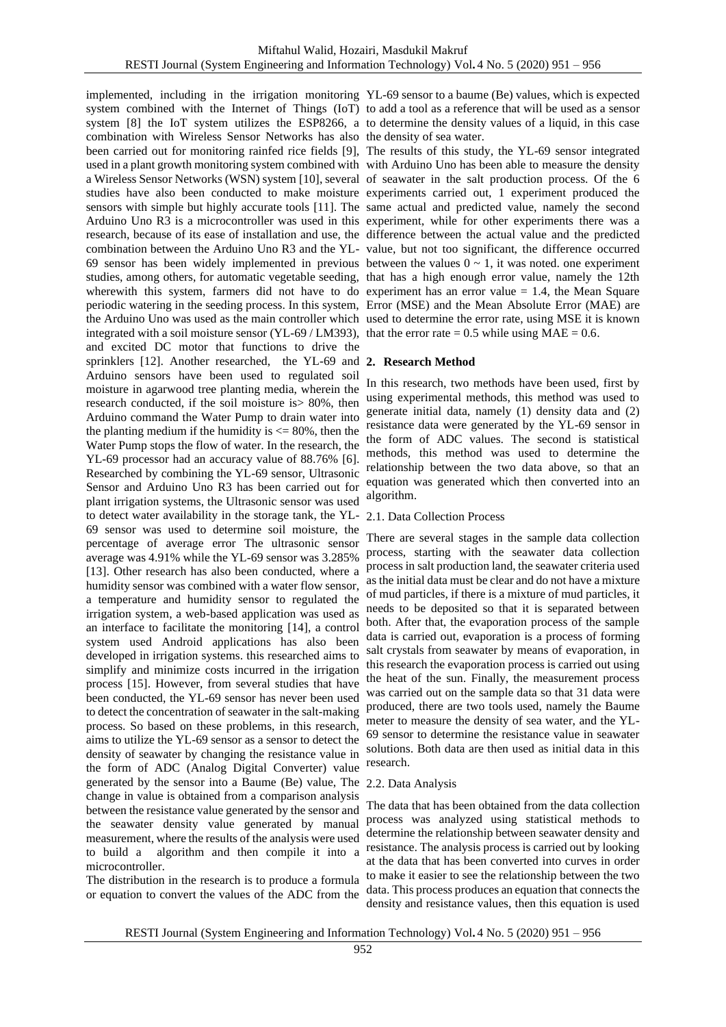implemented, including in the irrigation monitoring system combined with the Internet of Things (IoT) system [8] the IoT system utilizes the ESP8266, a combination with Wireless Sensor Networks has also been carried out for monitoring rainfed rice fields [9], used in a plant growth monitoring system combined with a Wireless Sensor Networks (WSN) system [10], several studies have also been conducted to make moisture sensors with simple but highly accurate tools [11]. The Arduino Uno R3 is a microcontroller was used in this research, because of its ease of installation and use, the combination between the Arduino Uno R3 and the YL-69 sensor has been widely implemented in previous studies, among others, for automatic vegetable seeding, wherewith this system, farmers did not have to do periodic watering in the seeding process. In this system, the Arduino Uno was used as the main controller which integrated with a soil moisture sensor (YL-69 / LM393), and excited DC motor that functions to drive the sprinklers [12]. Another researched, the YL-69 and Arduino sensors have been used to regulated soil moisture in agarwood tree planting media, wherein the research conducted, if the soil moisture is> 80%, then Arduino command the Water Pump to drain water into the planting medium if the humidity is <= 80%, then the Water Pump stops the flow of water. In the research, the YL-69 processor had an accuracy value of 88.76% [6]. Researched by combining the YL-69 sensor, Ultrasonic Sensor and Arduino Uno R3 has been carried out for plant irrigation systems, the Ultrasonic sensor was used to detect water availability in the storage tank, the YL-69 sensor was used to determine soil moisture, the percentage of average error The ultrasonic sensor average was 4.91% while the YL-69 sensor was 3.285% [13]. Other research has also been conducted, where a humidity sensor was combined with a water flow sensor, a temperature and humidity sensor to regulated the irrigation system, a web-based application was used as an interface to facilitate the monitoring [14], a control system used Android applications has also been developed in irrigation systems. this researched aims to simplify and minimize costs incurred in the irrigation process [15]. However, from several studies that have been conducted, the YL-69 sensor has never been used to detect the concentration of seawater in the salt-making process. So based on these problems, in this research, aims to utilize the YL-69 sensor as a sensor to detect the density of seawater by changing the resistance value in the form of ADC (Analog Digital Converter) value generated by the sensor into a Baume (Be) value, The change in value is obtained from a comparison analysis between the resistance value generated by the sensor and the seawater density value generated by manual measurement, where the results of the analysis were used to build a algorithm and then compile it into a microcontroller.

The distribution in the research is to produce a formula or equation to convert the values of the ADC from the YL-69 sensor to a baume (Be) values, which is expected to add a tool as a reference that will be used as a sensor to determine the density values of a liquid, in this case the density of sea water.

The results of this study, the YL-69 sensor integrated with Arduino Uno has been able to measure the density of seawater in the salt production process. Of the 6 experiments carried out, 1 experiment produced the same actual and predicted value, namely the second experiment, while for other experiments there was a difference between the actual value and the predicted value, but not too significant, the difference occurred between the values 0 ~ 1, it was noted. one experiment that has a high enough error value, namely the 12th experiment has an error value = 1.4, the Mean Square Error (MSE) and the Mean Absolute Error (MAE) are used to determine the error rate, using MSE it is known that the error rate = 0.5 while using MAE = 0.6.

## 2. Research Method

In this research, two methods have been used, first by using experimental methods, this method was used to generate initial data, namely (1) density data and (2) resistance data were generated by the YL-69 sensor in the form of ADC values. The second is statistical methods, this method was used to determine the relationship between the two data above, so that an equation was generated which then converted into an algorithm.

### 2.1. Data Collection Process

There are several stages in the sample data collection process, starting with the seawater data collection process in salt production land, the seawater criteria used as the initial data must be clear and do not have a mixture of mud particles, if there is a mixture of mud particles, it needs to be deposited so that it is separated between both. After that, the evaporation process of the sample data is carried out, evaporation is a process of forming salt crystals from seawater by means of evaporation, in this research the evaporation process is carried out using the heat of the sun. Finally, the measurement process was carried out on the sample data so that 31 data were produced, there are two tools used, namely the Baume meter to measure the density of sea water, and the YL-69 sensor to determine the resistance value in seawater solutions. Both data are then used as initial data in this research.

### 2.2. Data Analysis

The data that has been obtained from the data collection process was analyzed using statistical methods to determine the relationship between seawater density and resistance. The analysis process is carried out by looking at the data that has been converted into curves in order to make it easier to see the relationship between the two data. This process produces an equation that connects the density and resistance values, then this equation is used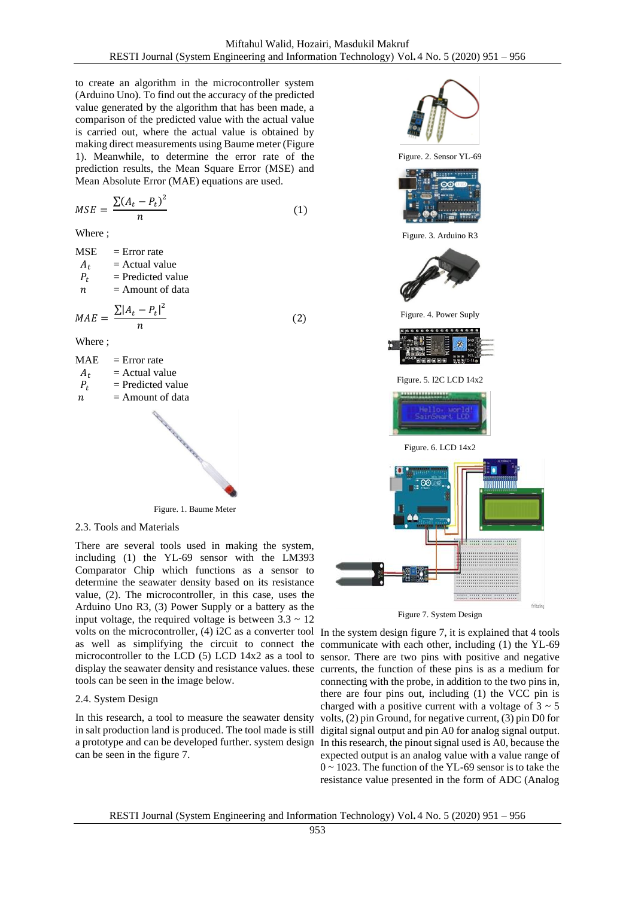to create an algorithm in the microcontroller system (Arduino Uno). To find out the accuracy of the predicted value generated by the algorithm that has been made, a comparison of the predicted value with the actual value is carried out, where the actual value is obtained by making direct measurements using Baume meter (Figure 1). Meanwhile, to determine the error rate of the prediction results, the Mean Square Error (MSE) and Mean Absolute Error (MAE) equations are used.

$$MSE = \frac{\sum (A_t - P_t)^2}{n} \quad (1)$$

Where ;

MSE = Error rate
$A_t$ = Actual value
$P_t$ = Predicted value
$n$ = Amount of data

$$MAE = \frac{\sum |A_t - P_t|^2}{n} \quad (2)$$

Where ;

MAE = Error rate
$A_t$ = Actual value
$P_t$ = Predicted value
$n$ = Amount of data

Figure. 1. Baume Meter

### 2.3. Tools and Materials

There are several tools used in making the system, including (1) the YL-69 sensor with the LM393 Comparator Chip which functions as a sensor to determine the seawater density based on its resistance value, (2). The microcontroller, in this case, uses the Arduino Uno R3, (3) Power Supply or a battery as the input voltage, the required voltage is between 3.3 ~ 12 volts on the microcontroller, (4) i2C as a converter tool as well as simplifying the circuit to connect the microcontroller to the LCD (5) LCD 14x2 as a tool to display the seawater density and resistance values. these tools can be seen in the image below.

Figure. 2. Sensor YL-69

Figure. 3. Arduino R3

Figure. 4. Power Suply

Figure. 5. I2C LCD 14x2

Figure. 6. LCD 14x2

### 2.4. System Design

In this research, a tool to measure the seawater density in salt production land is produced. The tool made is still a prototype and can be developed further. system design can be seen in the figure 7.

Figure 7. System Design

In the system design figure 7, it is explained that 4 tools communicate with each other, including (1) the YL-69 sensor. There are two pins with positive and negative currents, the function of these pins is as a medium for connecting with the probe, in addition to the two pins in, there are four pins out, including (1) the VCC pin is charged with a positive current with a voltage of 3 ~ 5 volts, (2) pin Ground, for negative current, (3) pin D0 for digital signal output and pin A0 for analog signal output. In this research, the pinout signal used is A0, because the expected output is an analog value with a value range of 0 ~ 1023. The function of the YL-69 sensor is to take the resistance value presented in the form of ADC (Analog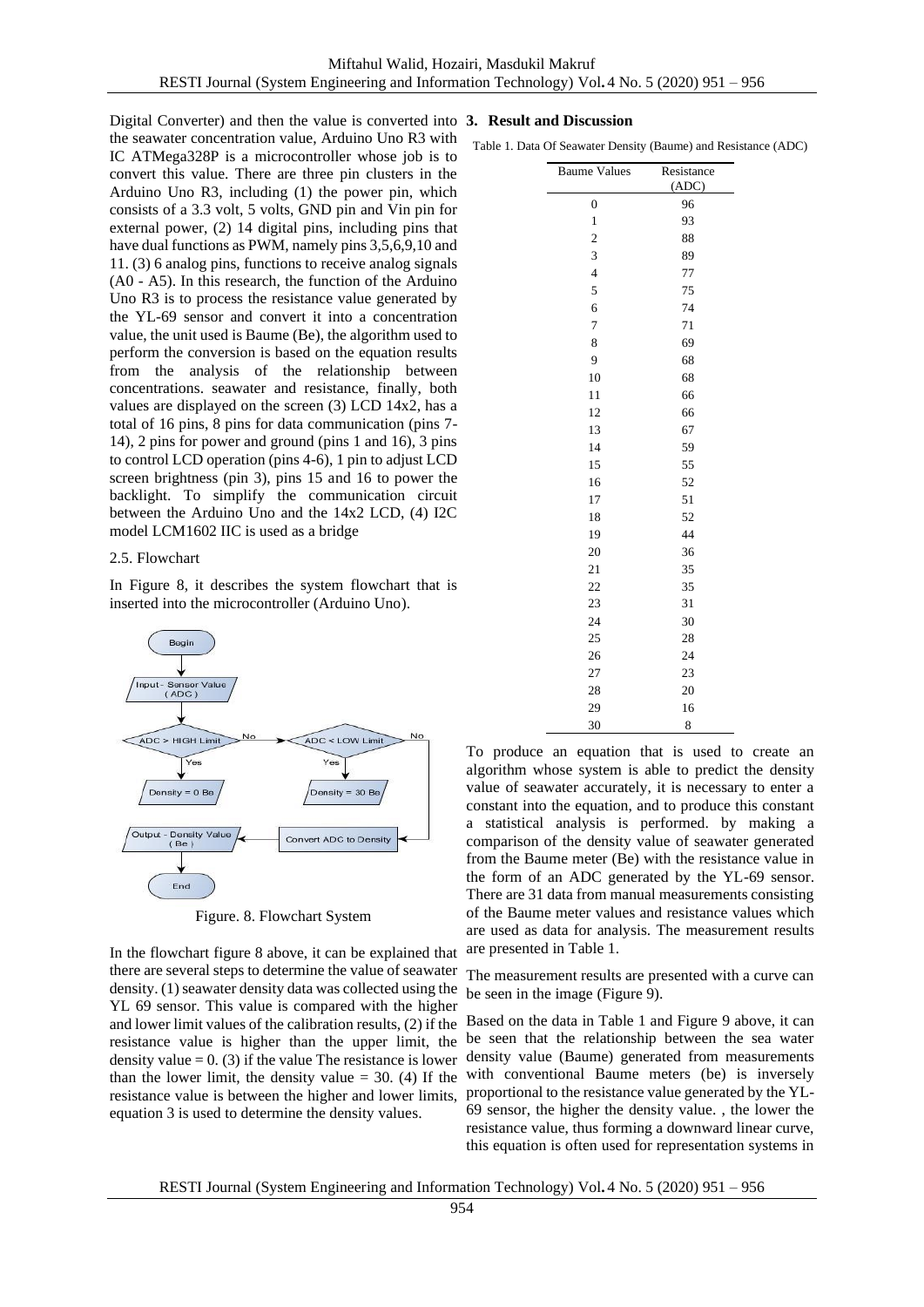Digital Converter) and then the value is converted into the seawater concentration value, Arduino Uno R3 with IC ATMega328P is a microcontroller whose job is to convert this value. There are three pin clusters in the Arduino Uno R3, including (1) the power pin, which consists of a 3.3 volt, 5 volts, GND pin and Vin pin for external power, (2) 14 digital pins, including pins that have dual functions as PWM, namely pins 3,5,6,9,10 and 11. (3) 6 analog pins, functions to receive analog signals (A0 - A5). In this research, the function of the Arduino Uno R3 is to process the resistance value generated by the YL-69 sensor and convert it into a concentration value, the unit used is Baume (Be), the algorithm used to perform the conversion is based on the equation results from the analysis of the relationship between concentrations. seawater and resistance, finally, both values are displayed on the screen (3) LCD 14x2, has a total of 16 pins, 8 pins for data communication (pins 7-14), 2 pins for power and ground (pins 1 and 16), 3 pins to control LCD operation (pins 4-6), 1 pin to adjust LCD screen brightness (pin 3), pins 15 and 16 to power the backlight. To simplify the communication circuit between the Arduino Uno and the 14x2 LCD, (4) I2C model LCM1602 IIC is used as a bridge

2.5. Flowchart

In Figure 8, it describes the system flowchart that is inserted into the microcontroller (Arduino Uno).

Figure. 8. Flowchart System

In the flowchart figure 8 above, it can be explained that there are several steps to determine the value of seawater density. (1) seawater density data was collected using the YL 69 sensor. This value is compared with the higher and lower limit values of the calibration results, (2) if the resistance value is higher than the upper limit, the density value = 0. (3) if the value The resistance is lower than the lower limit, the density value = 30. (4) If the resistance value is between the higher and lower limits, equation 3 is used to determine the density values.

## 3. Result and Discussion

Table 1. Data Of Seawater Density (Baume) and Resistance (ADC)

| Baume Values | Resistance (ADC) |
|---|---|
| 0 | 96 |
| 1 | 93 |
| 2 | 88 |
| 3 | 89 |
| 4 | 77 |
| 5 | 75 |
| 6 | 74 |
| 7 | 71 |
| 8 | 69 |
| 9 | 68 |
| 10 | 68 |
| 11 | 66 |
| 12 | 66 |
| 13 | 67 |
| 14 | 59 |
| 15 | 55 |
| 16 | 52 |
| 17 | 51 |
| 18 | 52 |
| 19 | 44 |
| 20 | 36 |
| 21 | 35 |
| 22 | 35 |
| 23 | 31 |
| 24 | 30 |
| 25 | 28 |
| 26 | 24 |
| 27 | 23 |
| 28 | 20 |
| 29 | 16 |
| 30 | 8 |

To produce an equation that is used to create an algorithm whose system is able to predict the density value of seawater accurately, it is necessary to enter a constant into the equation, and to produce this constant a statistical analysis is performed. by making a comparison of the density value of seawater generated from the Baume meter (Be) with the resistance value in the form of an ADC generated by the YL-69 sensor. There are 31 data from manual measurements consisting of the Baume meter values and resistance values which are used as data for analysis. The measurement results are presented in Table 1.

The measurement results are presented with a curve can be seen in the image (Figure 9).

Based on the data in Table 1 and Figure 9 above, it can be seen that the relationship between the sea water density value (Baume) generated from measurements with conventional Baume meters (be) is inversely proportional to the resistance value generated by the YL-69 sensor, the higher the density value. , the lower the resistance value, thus forming a downward linear curve, this equation is often used for representation systems in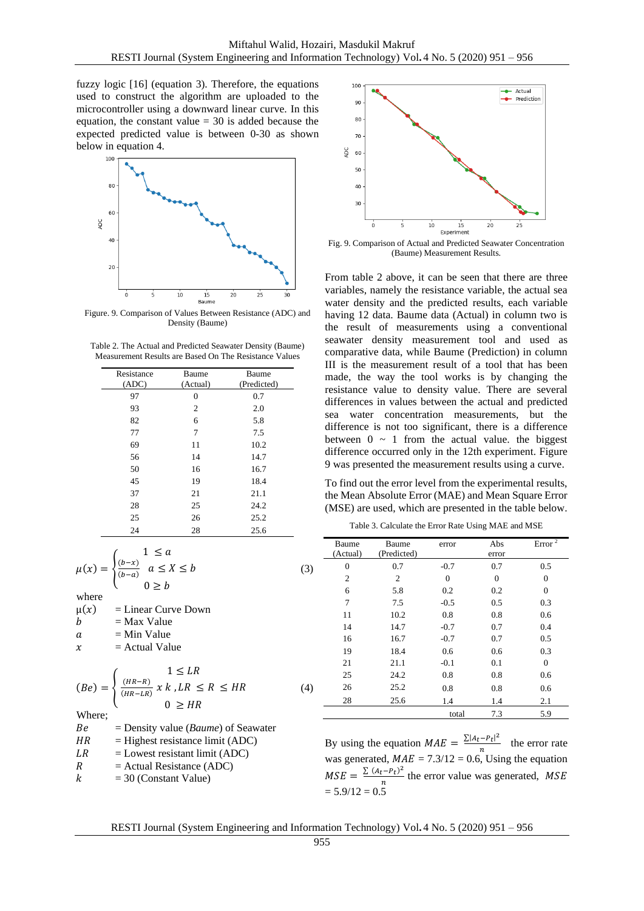fuzzy logic [16] (equation 3). Therefore, the equations used to construct the algorithm are uploaded to the microcontroller using a downward linear curve. In this equation, the constant value = 30 is added because the expected predicted value is between 0-30 as shown below in equation 4.

Figure. 9. Comparison of Values Between Resistance (ADC) and Density (Baume)

Table 2. The Actual and Predicted Seawater Density (Baume) Measurement Results are Based On The Resistance Values

| Resistance (ADC) | Baume (Actual) | Baume (Predicted) |
|---|---|---|
| 97 | 0 | 0.7 |
| 93 | 2 | 2.0 |
| 82 | 6 | 5.8 |
| 77 | 7 | 7.5 |
| 69 | 11 | 10.2 |
| 56 | 14 | 14.7 |
| 50 | 16 | 16.7 |
| 45 | 19 | 18.4 |
| 37 | 21 | 21.1 |
| 28 | 25 | 24.2 |
| 25 | 26 | 25.2 |
| 24 | 28 | 25.6 |

$$\mu(x) = \begin{cases} 1 \le a \\ \frac{(b-x)}{(b-a)} \quad a \le X \le b \\ 0 \ge b \end{cases} \tag{3}$$

where

$\mu(x)$ = Linear Curve Down
$b$ = Max Value
$a$ = Min Value
$x$ = Actual Value

$$(Be) = \begin{cases} 1 \le LR \\ \frac{(HR-R)}{(HR-LR)} \; x \; k \; , LR \le R \le HR \\ 0 \ge HR \end{cases} \tag{4}$$

Where;

$Be$ = Density value (*Baume*) of Seawater
$HR$ = Highest resistance limit (ADC)
$LR$ = Lowest resistant limit (ADC)
$R$ = Actual Resistance (ADC)
$k$ = 30 (Constant Value)

Fig. 9. Comparison of Actual and Predicted Seawater Concentration (Baume) Measurement Results.

From table 2 above, it can be seen that there are three variables, namely the resistance variable, the actual sea water density and the predicted results, each variable having 12 data. Baume data (Actual) in column two is the result of measurements using a conventional seawater density measurement tool and used as comparative data, while Baume (Prediction) in column III is the measurement result of a tool that has been made, the way the tool works is by changing the resistance value to density value. There are several differences in values between the actual and predicted sea water concentration measurements, but the difference is not too significant, there is a difference between 0 ~ 1 from the actual value. the biggest difference occurred only in the 12th experiment. Figure 9 was presented the measurement results using a curve.

To find out the error level from the experimental results, the Mean Absolute Error (MAE) and Mean Square Error (MSE) are used, which are presented in the table below.

Table 3. Calculate the Error Rate Using MAE and MSE

| Baume (Actual) | Baume (Predicted) | error | Abs error | Error [2] |
|---|---|---|---|---|
| 0 | 0.7 | -0.7 | 0.7 | 0.5 |
| 2 | 2 | 0 | 0 | 0 |
| 6 | 5.8 | 0.2 | 0.2 | 0 |
| 7 | 7.5 | -0.5 | 0.5 | 0.3 |
| 11 | 10.2 | 0.8 | 0.8 | 0.6 |
| 14 | 14.7 | -0.7 | 0.7 | 0.4 |
| 16 | 16.7 | -0.7 | 0.7 | 0.5 |
| 19 | 18.4 | 0.6 | 0.6 | 0.3 |
| 21 | 21.1 | -0.1 | 0.1 | 0 |
| 25 | 24.2 | 0.8 | 0.8 | 0.6 |
| 26 | 25.2 | 0.8 | 0.8 | 0.6 |
| 28 | 25.6 | 1.4 | 1.4 | 2.1 |
| | | total | 7.3 | 5.9 |

By using the equation $MAE = \frac{\sum |A_t - P_t|^2}{n}$ the error rate was generated, $MAE$ = 7.3/12 = 0.6, Using the equation $MSE = \frac{\sum (A_t - P_t)^2}{n}$ the error value was generated, $MSE$ = 5.9/12 = 0.5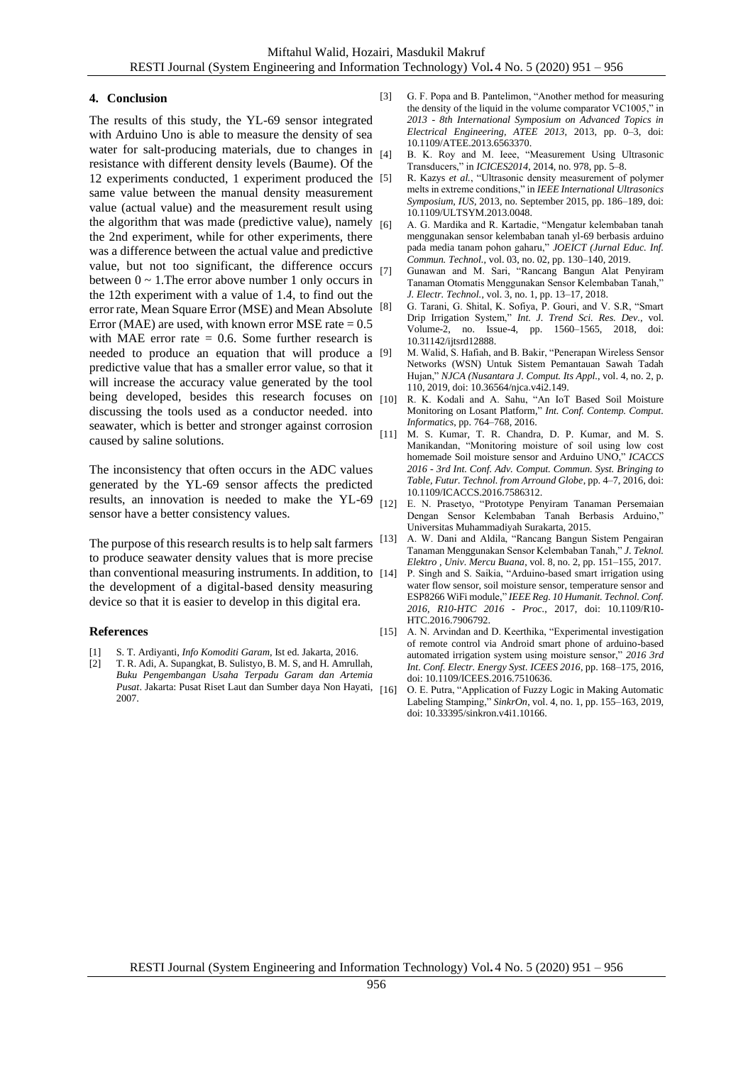## 4. Conclusion

The results of this study, the YL-69 sensor integrated with Arduino Uno is able to measure the density of sea water for salt-producing materials, due to changes in resistance with different density levels (Baume). Of the 12 experiments conducted, 1 experiment produced the same value between the manual density measurement value (actual value) and the measurement result using the algorithm that was made (predictive value), namely the 2nd experiment, while for other experiments, there was a difference between the actual value and predictive value, but not too significant, the difference occurs between 0 ~ 1.The error above number 1 only occurs in the 12th experiment with a value of 1.4, to find out the error rate, Mean Square Error (MSE) and Mean Absolute Error (MAE) are used, with known error MSE rate = 0.5 with MAE error rate = 0.6. Some further research is needed to produce an equation that will produce a predictive value that has a smaller error value, so that it will increase the accuracy value generated by the tool being developed, besides this research focuses on discussing the tools used as a conductor needed. into seawater, which is better and stronger against corrosion caused by saline solutions.

The inconsistency that often occurs in the ADC values generated by the YL-69 sensor affects the predicted results, an innovation is needed to make the YL-69 sensor have a better consistency values.

The purpose of this research results is to help salt farmers to produce seawater density values that is more precise than conventional measuring instruments. In addition, to the development of a digital-based density measuring device so that it is easier to develop in this digital era.

## References

[1] S. T. Ardiyanti, *Info Komoditi Garam*, Ist ed. Jakarta, 2016.

[2] T. R. Adi, A. Supangkat, B. Sulistyo, B. M. S, and H. Amrullah, *Buku Pengembangan Usaha Terpadu Garam dan Artemia Pusat*. Jakarta: Pusat Riset Laut dan Sumber daya Non Hayati, 2007.

[3] G. F. Popa and B. Pantelimon, "Another method for measuring the density of the liquid in the volume comparator VC1005," in *2013 - 8th International Symposium on Advanced Topics in Electrical Engineering, ATEE 2013*, 2013, pp. 0–3, doi: 10.1109/ATEE.2013.6563370.

[4] B. K. Roy and M. Ieee, "Measurement Using Ultrasonic Transducers," in *ICICES2014*, 2014, no. 978, pp. 5–8.

[5] R. Kazys *et al.*, "Ultrasonic density measurement of polymer melts in extreme conditions," in *IEEE International Ultrasonics Symposium, IUS*, 2013, no. September 2015, pp. 186–189, doi: 10.1109/ULTSYM.2013.0048.

[6] A. G. Mardika and R. Kartadie, "Mengatur kelembaban tanah menggunakan sensor kelembaban tanah yl-69 berbasis arduino pada media tanam pohon gaharu," *JOEICT (Jurnal Educ. Inf. Commun. Technol.*, vol. 03, no. 02, pp. 130–140, 2019.

[7] Gunawan and M. Sari, "Rancang Bangun Alat Penyiram Tanaman Otomatis Menggunakan Sensor Kelembaban Tanah," *J. Electr. Technol.*, vol. 3, no. 1, pp. 13–17, 2018.

[8] G. Tarani, G. Shital, K. Sofiya, P. Gouri, and V. S.R, "Smart Drip Irrigation System," *Int. J. Trend Sci. Res. Dev.*, vol. Volume-2, no. Issue-4, pp. 1560–1565, 2018, doi: 10.31142/ijtsrd12888.

[9] M. Walid, S. Hafiah, and B. Bakir, "Penerapan Wireless Sensor Networks (WSN) Untuk Sistem Pemantauan Sawah Tadah Hujan," *NJCA (Nusantara J. Comput. Its Appl.*, vol. 4, no. 2, p. 110, 2019, doi: 10.36564/njca.v4i2.149.

[10] R. K. Kodali and A. Sahu, "An IoT Based Soil Moisture Monitoring on Losant Platform," *Int. Conf. Contemp. Comput. Informatics*, pp. 764–768, 2016.

[11] M. S. Kumar, T. R. Chandra, D. P. Kumar, and M. S. Manikandan, "Monitoring moisture of soil using low cost homemade Soil moisture sensor and Arduino UNO," *ICACCS 2016 - 3rd Int. Conf. Adv. Comput. Commun. Syst. Bringing to Table, Futur. Technol. from Arround Globe*, pp. 4–7, 2016, doi: 10.1109/ICACCS.2016.7586312.

[12] E. N. Prasetyo, "Prototype Penyiram Tanaman Persemaian Dengan Sensor Kelembaban Tanah Berbasis Arduino," Universitas Muhammadiyah Surakarta, 2015.

[13] A. W. Dani and Aldila, "Rancang Bangun Sistem Pengairan Tanaman Menggunakan Sensor Kelembaban Tanah," *J. Teknol. Elektro , Univ. Mercu Buana*, vol. 8, no. 2, pp. 151–155, 2017.

[14] P. Singh and S. Saikia, "Arduino-based smart irrigation using water flow sensor, soil moisture sensor, temperature sensor and ESP8266 WiFi module," *IEEE Reg. 10 Humanit. Technol. Conf. 2016, R10-HTC 2016 - Proc.*, 2017, doi: 10.1109/R10-HTC.2016.7906792.

[15] A. N. Arvindan and D. Keerthika, "Experimental investigation of remote control via Android smart phone of arduino-based automated irrigation system using moisture sensor," *2016 3rd Int. Conf. Electr. Energy Syst. ICEES 2016*, pp. 168–175, 2016, doi: 10.1109/ICEES.2016.7510636.

[16] O. E. Putra, "Application of Fuzzy Logic in Making Automatic Labeling Stamping," *SinkrOn*, vol. 4, no. 1, pp. 155–163, 2019, doi: 10.33395/sinkron.v4i1.10166.